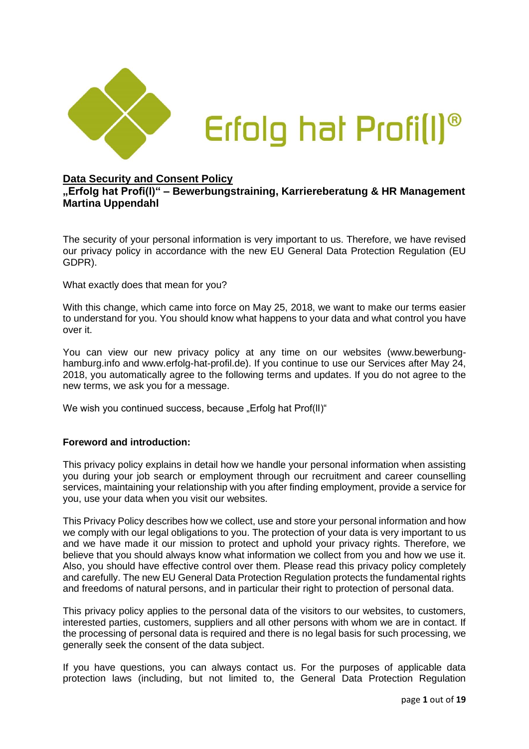Erfolg hat Profi(l)®

## Data Security and Consent Policy

**„Erfolg hat Profi(l)" – Bewerbungstraining, Karriereberatung & HR Management Martina Uppendahl**

The security of your personal information is very important to us. Therefore, we have revised our privacy policy in accordance with the new EU General Data Protection Regulation (EU GDPR).

What exactly does that mean for you?

With this change, which came into force on May 25, 2018, we want to make our terms easier to understand for you. You should know what happens to your data and what control you have over it.

You can view our new privacy policy at any time on our websites (www.bewerbung-hamburg.info and www.erfolg-hat-profil.de). If you continue to use our Services after May 24, 2018, you automatically agree to the following terms and updates. If you do not agree to the new terms, we ask you for a message.

We wish you continued success, because „Erfolg hat Prof(ll)"

### Foreword and introduction:

This privacy policy explains in detail how we handle your personal information when assisting you during your job search or employment through our recruitment and career counselling services, maintaining your relationship with you after finding employment, provide a service for you, use your data when you visit our websites.

This Privacy Policy describes how we collect, use and store your personal information and how we comply with our legal obligations to you. The protection of your data is very important to us and we have made it our mission to protect and uphold your privacy rights. Therefore, we believe that you should always know what information we collect from you and how we use it. Also, you should have effective control over them. Please read this privacy policy completely and carefully. The new EU General Data Protection Regulation protects the fundamental rights and freedoms of natural persons, and in particular their right to protection of personal data.

This privacy policy applies to the personal data of the visitors to our websites, to customers, interested parties, customers, suppliers and all other persons with whom we are in contact. If the processing of personal data is required and there is no legal basis for such processing, we generally seek the consent of the data subject.

If you have questions, you can always contact us. For the purposes of applicable data protection laws (including, but not limited to, the General Data Protection Regulation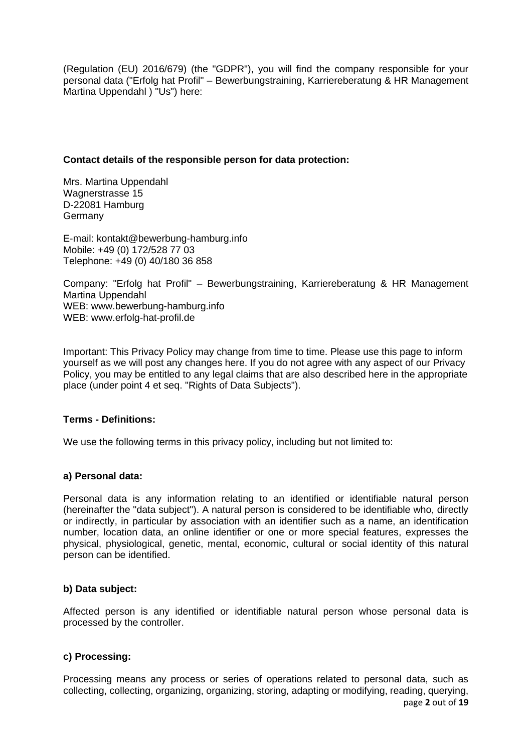(Regulation (EU) 2016/679) (the "GDPR"), you will find the company responsible for your personal data ("Erfolg hat Profil" – Bewerbungstraining, Karriereberatung & HR Management Martina Uppendahl ) "Us") here:

**Contact details of the responsible person for data protection:**

Mrs. Martina Uppendahl
Wagnerstrasse 15
D-22081 Hamburg
Germany

E-mail: kontakt@bewerbung-hamburg.info
Mobile: +49 (0) 172/528 77 03
Telephone: +49 (0) 40/180 36 858

Company: "Erfolg hat Profil" – Bewerbungstraining, Karriereberatung & HR Management Martina Uppendahl
WEB: www.bewerbung-hamburg.info
WEB: www.erfolg-hat-profil.de

Important: This Privacy Policy may change from time to time. Please use this page to inform yourself as we will post any changes here. If you do not agree with any aspect of our Privacy Policy, you may be entitled to any legal claims that are also described here in the appropriate place (under point 4 et seq. "Rights of Data Subjects").

**Terms - Definitions:**

We use the following terms in this privacy policy, including but not limited to:

**a) Personal data:**

Personal data is any information relating to an identified or identifiable natural person (hereinafter the "data subject"). A natural person is considered to be identifiable who, directly or indirectly, in particular by association with an identifier such as a name, an identification number, location data, an online identifier or one or more special features, expresses the physical, physiological, genetic, mental, economic, cultural or social identity of this natural person can be identified.

**b) Data subject:**

Affected person is any identified or identifiable natural person whose personal data is processed by the controller.

**c) Processing:**

Processing means any process or series of operations related to personal data, such as collecting, collecting, organizing, organizing, storing, adapting or modifying, reading, querying,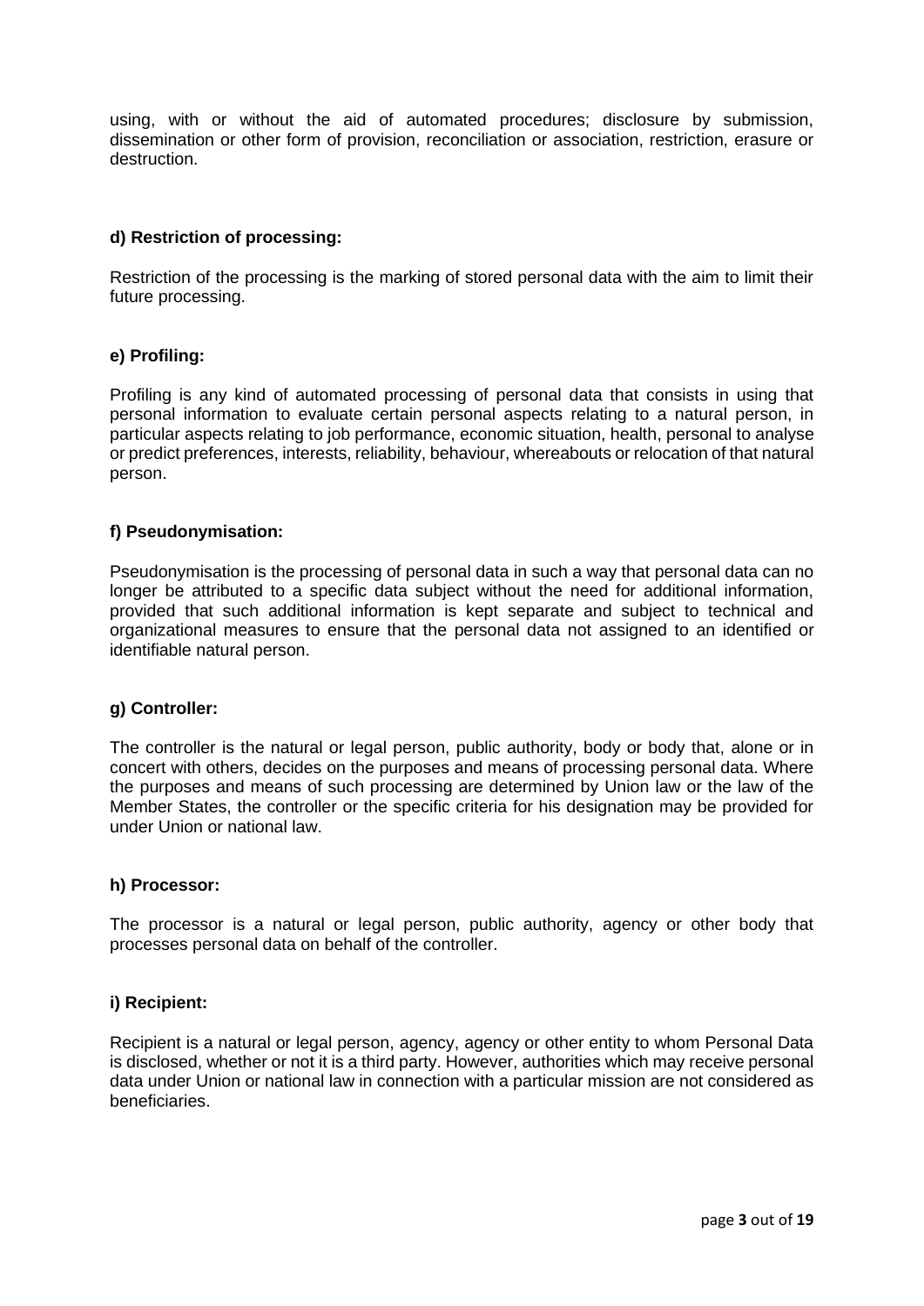using, with or without the aid of automated procedures; disclosure by submission, dissemination or other form of provision, reconciliation or association, restriction, erasure or destruction.

**d) Restriction of processing:**

Restriction of the processing is the marking of stored personal data with the aim to limit their future processing.

**e) Profiling:**

Profiling is any kind of automated processing of personal data that consists in using that personal information to evaluate certain personal aspects relating to a natural person, in particular aspects relating to job performance, economic situation, health, personal to analyse or predict preferences, interests, reliability, behaviour, whereabouts or relocation of that natural person.

**f) Pseudonymisation:**

Pseudonymisation is the processing of personal data in such a way that personal data can no longer be attributed to a specific data subject without the need for additional information, provided that such additional information is kept separate and subject to technical and organizational measures to ensure that the personal data not assigned to an identified or identifiable natural person.

**g) Controller:**

The controller is the natural or legal person, public authority, body or body that, alone or in concert with others, decides on the purposes and means of processing personal data. Where the purposes and means of such processing are determined by Union law or the law of the Member States, the controller or the specific criteria for his designation may be provided for under Union or national law.

**h) Processor:**

The processor is a natural or legal person, public authority, agency or other body that processes personal data on behalf of the controller.

**i) Recipient:**

Recipient is a natural or legal person, agency, agency or other entity to whom Personal Data is disclosed, whether or not it is a third party. However, authorities which may receive personal data under Union or national law in connection with a particular mission are not considered as beneficiaries.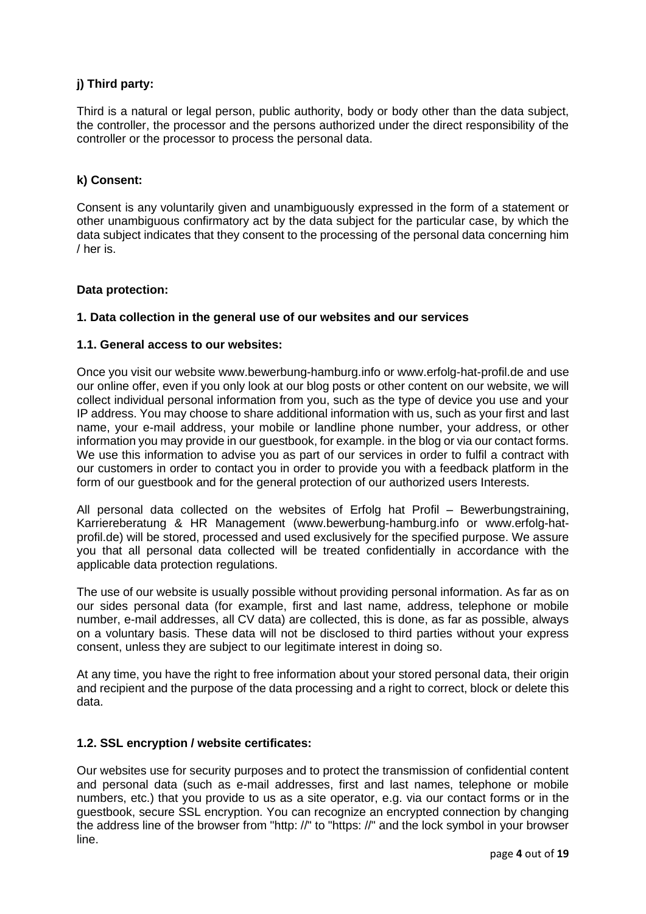**j) Third party:**

Third is a natural or legal person, public authority, body or body other than the data subject, the controller, the processor and the persons authorized under the direct responsibility of the controller or the processor to process the personal data.

**k) Consent:**

Consent is any voluntarily given and unambiguously expressed in the form of a statement or other unambiguous confirmatory act by the data subject for the particular case, by which the data subject indicates that they consent to the processing of the personal data concerning him / her is.

**Data protection:**

**1. Data collection in the general use of our websites and our services**

**1.1. General access to our websites:**

Once you visit our website www.bewerbung-hamburg.info or www.erfolg-hat-profil.de and use our online offer, even if you only look at our blog posts or other content on our website, we will collect individual personal information from you, such as the type of device you use and your IP address. You may choose to share additional information with us, such as your first and last name, your e-mail address, your mobile or landline phone number, your address, or other information you may provide in our guestbook, for example. in the blog or via our contact forms. We use this information to advise you as part of our services in order to fulfil a contract with our customers in order to contact you in order to provide you with a feedback platform in the form of our guestbook and for the general protection of our authorized users Interests.

All personal data collected on the websites of Erfolg hat Profil – Bewerbungstraining, Karriereberatung & HR Management (www.bewerbung-hamburg.info or www.erfolg-hat-profil.de) will be stored, processed and used exclusively for the specified purpose. We assure you that all personal data collected will be treated confidentially in accordance with the applicable data protection regulations.

The use of our website is usually possible without providing personal information. As far as on our sides personal data (for example, first and last name, address, telephone or mobile number, e-mail addresses, all CV data) are collected, this is done, as far as possible, always on a voluntary basis. These data will not be disclosed to third parties without your express consent, unless they are subject to our legitimate interest in doing so.

At any time, you have the right to free information about your stored personal data, their origin and recipient and the purpose of the data processing and a right to correct, block or delete this data.

**1.2. SSL encryption / website certificates:**

Our websites use for security purposes and to protect the transmission of confidential content and personal data (such as e-mail addresses, first and last names, telephone or mobile numbers, etc.) that you provide to us as a site operator, e.g. via our contact forms or in the guestbook, secure SSL encryption. You can recognize an encrypted connection by changing the address line of the browser from "http: //" to "https: //" and the lock symbol in your browser line.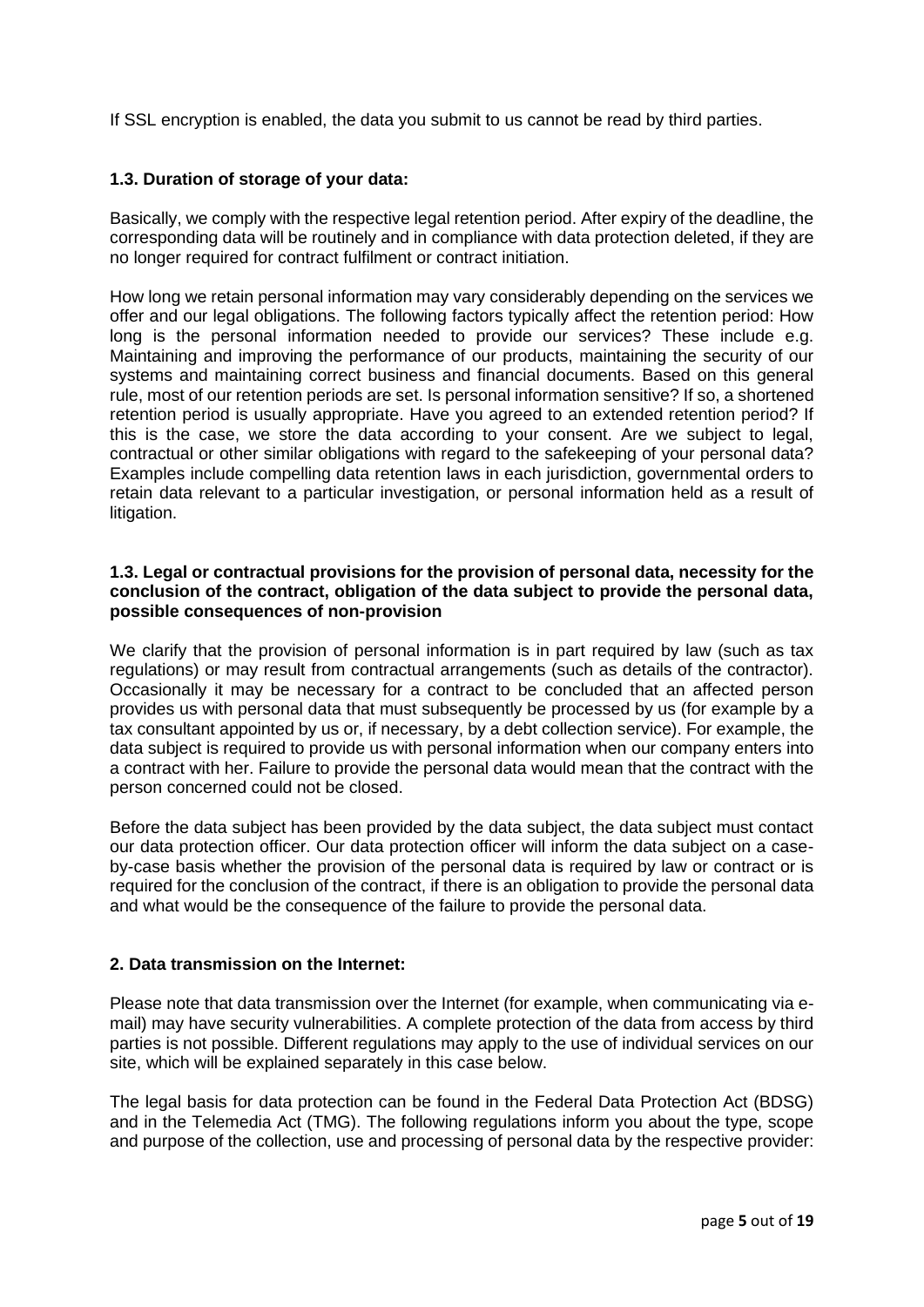If SSL encryption is enabled, the data you submit to us cannot be read by third parties.

### 1.3. Duration of storage of your data:

Basically, we comply with the respective legal retention period. After expiry of the deadline, the corresponding data will be routinely and in compliance with data protection deleted, if they are no longer required for contract fulfilment or contract initiation.

How long we retain personal information may vary considerably depending on the services we offer and our legal obligations. The following factors typically affect the retention period: How long is the personal information needed to provide our services? These include e.g. Maintaining and improving the performance of our products, maintaining the security of our systems and maintaining correct business and financial documents. Based on this general rule, most of our retention periods are set. Is personal information sensitive? If so, a shortened retention period is usually appropriate. Have you agreed to an extended retention period? If this is the case, we store the data according to your consent. Are we subject to legal, contractual or other similar obligations with regard to the safekeeping of your personal data? Examples include compelling data retention laws in each jurisdiction, governmental orders to retain data relevant to a particular investigation, or personal information held as a result of litigation.

### 1.3. Legal or contractual provisions for the provision of personal data, necessity for the conclusion of the contract, obligation of the data subject to provide the personal data, possible consequences of non-provision

We clarify that the provision of personal information is in part required by law (such as tax regulations) or may result from contractual arrangements (such as details of the contractor). Occasionally it may be necessary for a contract to be concluded that an affected person provides us with personal data that must subsequently be processed by us (for example by a tax consultant appointed by us or, if necessary, by a debt collection service). For example, the data subject is required to provide us with personal information when our company enters into a contract with her. Failure to provide the personal data would mean that the contract with the person concerned could not be closed.

Before the data subject has been provided by the data subject, the data subject must contact our data protection officer. Our data protection officer will inform the data subject on a case-by-case basis whether the provision of the personal data is required by law or contract or is required for the conclusion of the contract, if there is an obligation to provide the personal data and what would be the consequence of the failure to provide the personal data.

## 2. Data transmission on the Internet:

Please note that data transmission over the Internet (for example, when communicating via e-mail) may have security vulnerabilities. A complete protection of the data from access by third parties is not possible. Different regulations may apply to the use of individual services on our site, which will be explained separately in this case below.

The legal basis for data protection can be found in the Federal Data Protection Act (BDSG) and in the Telemedia Act (TMG). The following regulations inform you about the type, scope and purpose of the collection, use and processing of personal data by the respective provider: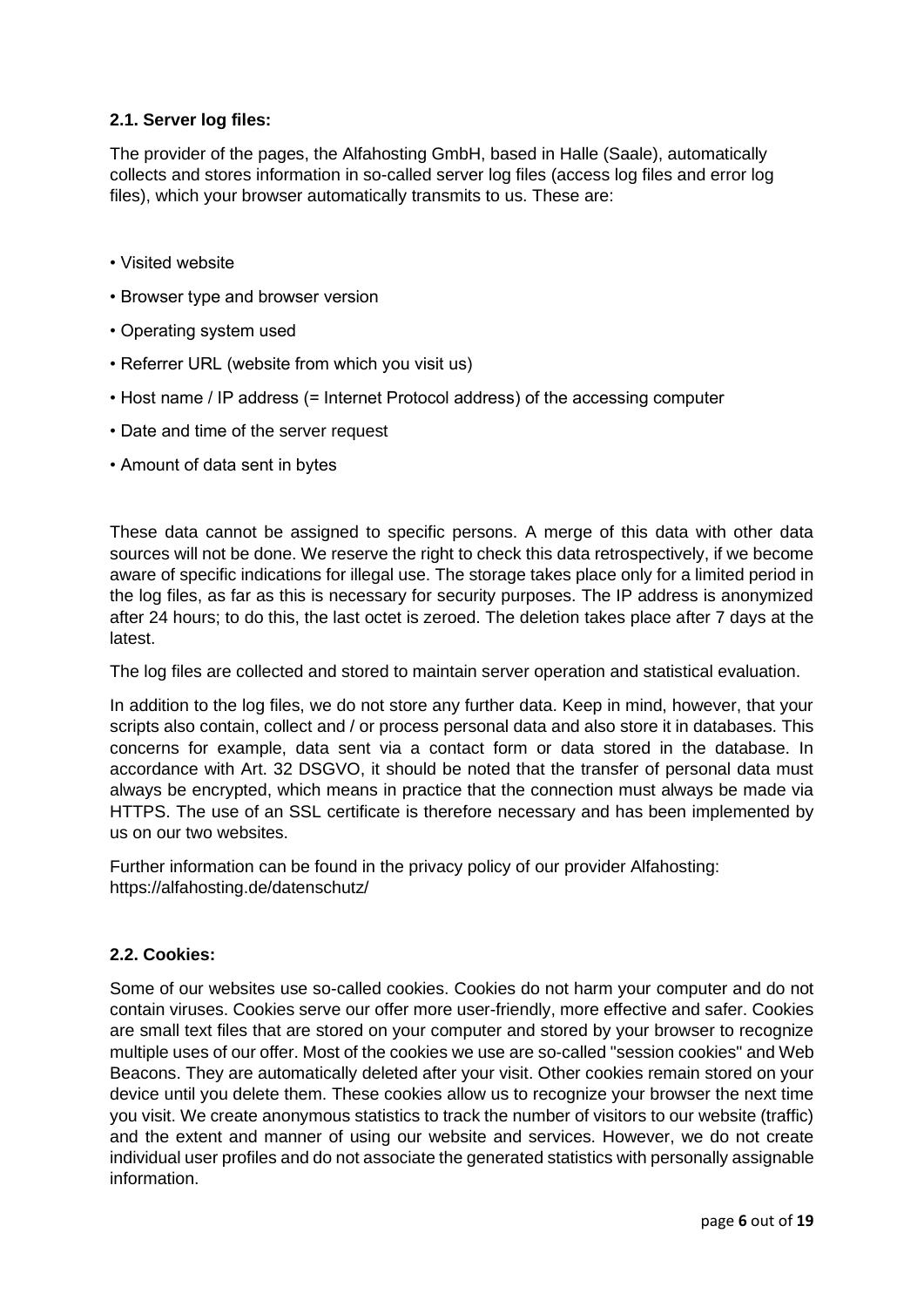### 2.1. Server log files:

The provider of the pages, the Alfahosting GmbH, based in Halle (Saale), automatically collects and stores information in so-called server log files (access log files and error log files), which your browser automatically transmits to us. These are:

- Visited website
- Browser type and browser version
- Operating system used
- Referrer URL (website from which you visit us)
- Host name / IP address (= Internet Protocol address) of the accessing computer
- Date and time of the server request
- Amount of data sent in bytes

These data cannot be assigned to specific persons. A merge of this data with other data sources will not be done. We reserve the right to check this data retrospectively, if we become aware of specific indications for illegal use. The storage takes place only for a limited period in the log files, as far as this is necessary for security purposes. The IP address is anonymized after 24 hours; to do this, the last octet is zeroed. The deletion takes place after 7 days at the latest.

The log files are collected and stored to maintain server operation and statistical evaluation.

In addition to the log files, we do not store any further data. Keep in mind, however, that your scripts also contain, collect and / or process personal data and also store it in databases. This concerns for example, data sent via a contact form or data stored in the database. In accordance with Art. 32 DSGVO, it should be noted that the transfer of personal data must always be encrypted, which means in practice that the connection must always be made via HTTPS. The use of an SSL certificate is therefore necessary and has been implemented by us on our two websites.

Further information can be found in the privacy policy of our provider Alfahosting: https://alfahosting.de/datenschutz/

### 2.2. Cookies:

Some of our websites use so-called cookies. Cookies do not harm your computer and do not contain viruses. Cookies serve our offer more user-friendly, more effective and safer. Cookies are small text files that are stored on your computer and stored by your browser to recognize multiple uses of our offer. Most of the cookies we use are so-called "session cookies" and Web Beacons. They are automatically deleted after your visit. Other cookies remain stored on your device until you delete them. These cookies allow us to recognize your browser the next time you visit. We create anonymous statistics to track the number of visitors to our website (traffic) and the extent and manner of using our website and services. However, we do not create individual user profiles and do not associate the generated statistics with personally assignable information.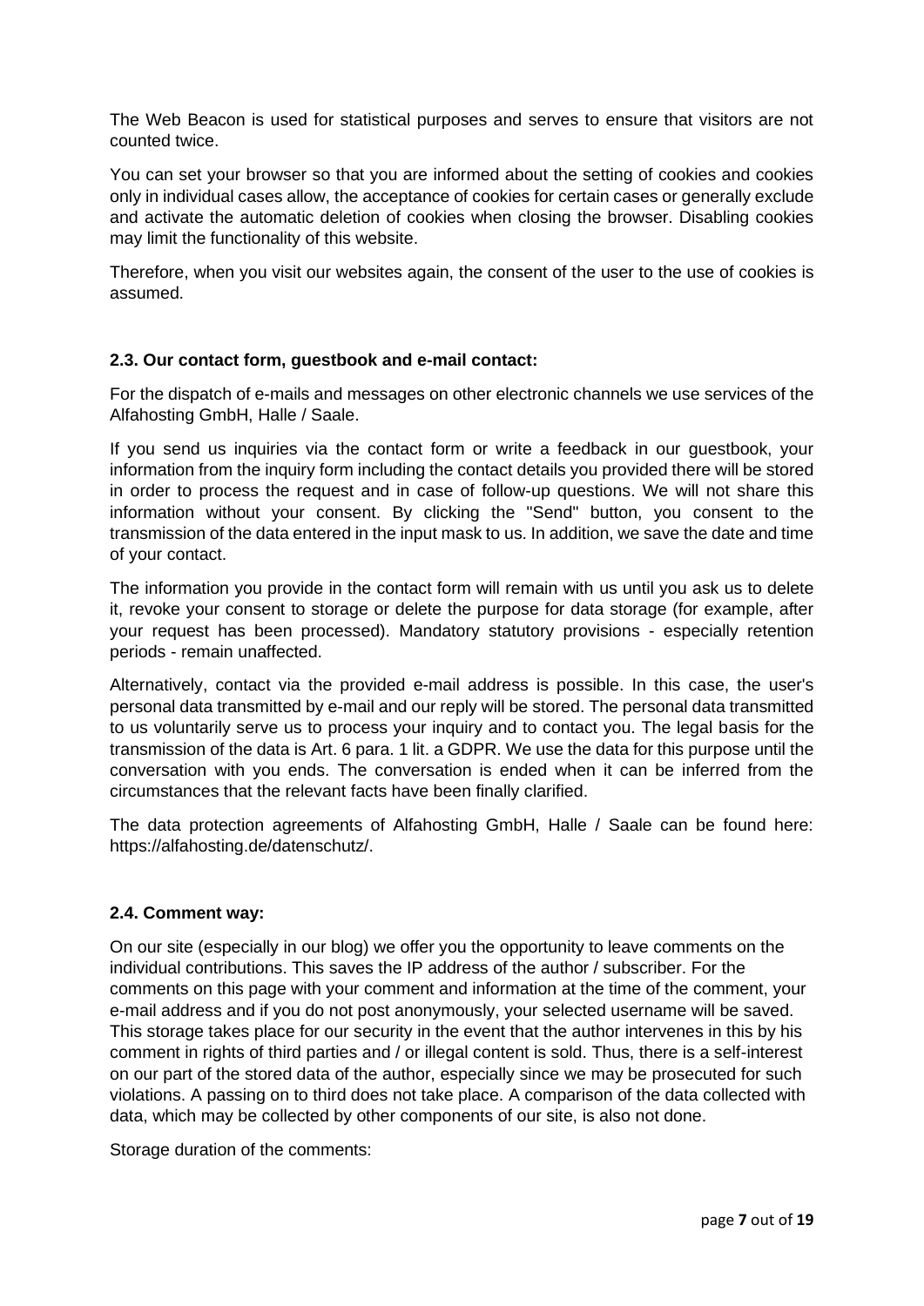The Web Beacon is used for statistical purposes and serves to ensure that visitors are not counted twice.

You can set your browser so that you are informed about the setting of cookies and cookies only in individual cases allow, the acceptance of cookies for certain cases or generally exclude and activate the automatic deletion of cookies when closing the browser. Disabling cookies may limit the functionality of this website.

Therefore, when you visit our websites again, the consent of the user to the use of cookies is assumed.

### 2.3. Our contact form, guestbook and e-mail contact:

For the dispatch of e-mails and messages on other electronic channels we use services of the Alfahosting GmbH, Halle / Saale.

If you send us inquiries via the contact form or write a feedback in our guestbook, your information from the inquiry form including the contact details you provided there will be stored in order to process the request and in case of follow-up questions. We will not share this information without your consent. By clicking the "Send" button, you consent to the transmission of the data entered in the input mask to us. In addition, we save the date and time of your contact.

The information you provide in the contact form will remain with us until you ask us to delete it, revoke your consent to storage or delete the purpose for data storage (for example, after your request has been processed). Mandatory statutory provisions - especially retention periods - remain unaffected.

Alternatively, contact via the provided e-mail address is possible. In this case, the user's personal data transmitted by e-mail and our reply will be stored. The personal data transmitted to us voluntarily serve us to process your inquiry and to contact you. The legal basis for the transmission of the data is Art. 6 para. 1 lit. a GDPR. We use the data for this purpose until the conversation with you ends. The conversation is ended when it can be inferred from the circumstances that the relevant facts have been finally clarified.

The data protection agreements of Alfahosting GmbH, Halle / Saale can be found here: https://alfahosting.de/datenschutz/.

### 2.4. Comment way:

On our site (especially in our blog) we offer you the opportunity to leave comments on the individual contributions. This saves the IP address of the author / subscriber. For the comments on this page with your comment and information at the time of the comment, your e-mail address and if you do not post anonymously, your selected username will be saved. This storage takes place for our security in the event that the author intervenes in this by his comment in rights of third parties and / or illegal content is sold. Thus, there is a self-interest on our part of the stored data of the author, especially since we may be prosecuted for such violations. A passing on to third does not take place. A comparison of the data collected with data, which may be collected by other components of our site, is also not done.

Storage duration of the comments: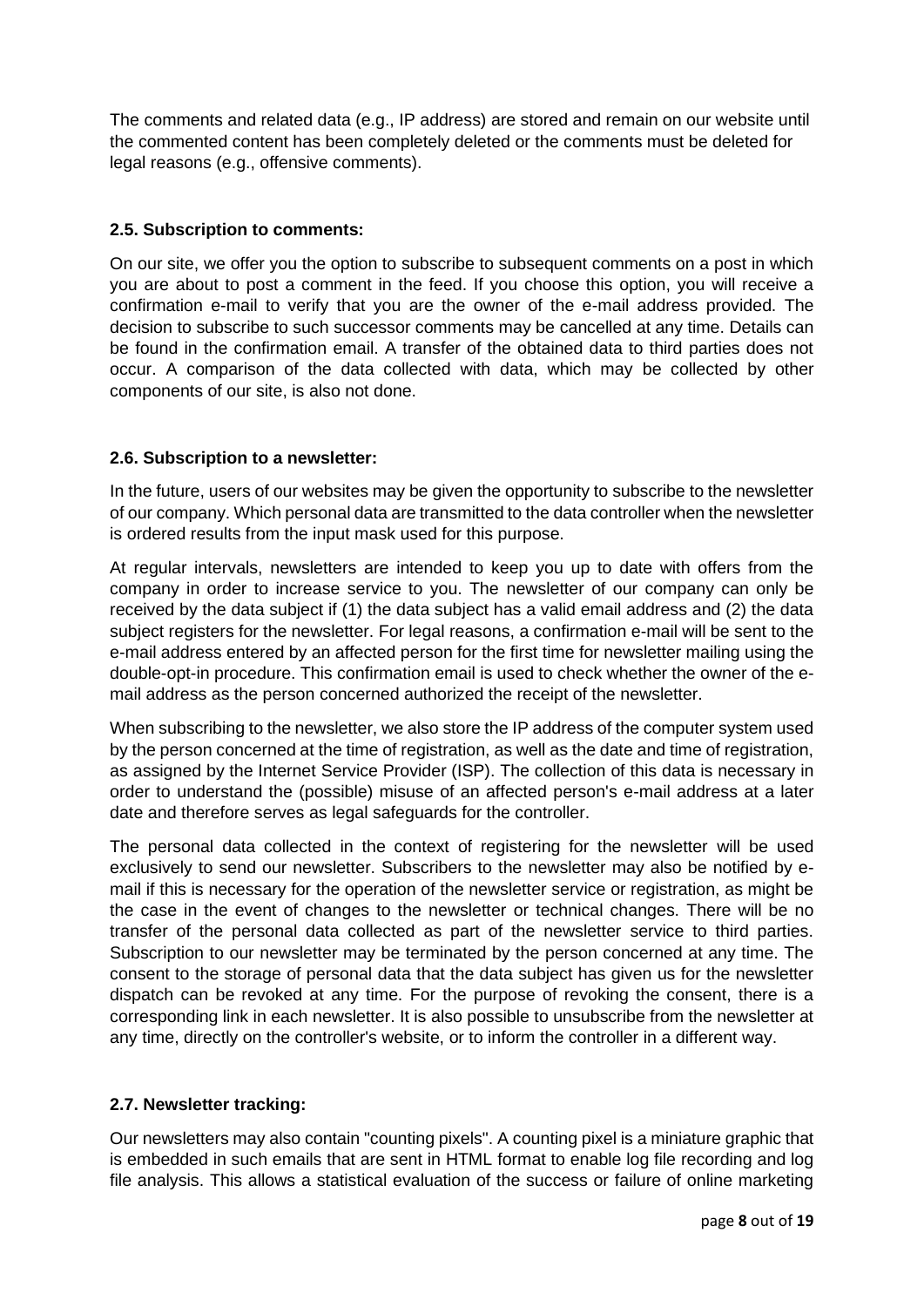The comments and related data (e.g., IP address) are stored and remain on our website until the commented content has been completely deleted or the comments must be deleted for legal reasons (e.g., offensive comments).

### 2.5. Subscription to comments:

On our site, we offer you the option to subscribe to subsequent comments on a post in which you are about to post a comment in the feed. If you choose this option, you will receive a confirmation e-mail to verify that you are the owner of the e-mail address provided. The decision to subscribe to such successor comments may be cancelled at any time. Details can be found in the confirmation email. A transfer of the obtained data to third parties does not occur. A comparison of the data collected with data, which may be collected by other components of our site, is also not done.

### 2.6. Subscription to a newsletter:

In the future, users of our websites may be given the opportunity to subscribe to the newsletter of our company. Which personal data are transmitted to the data controller when the newsletter is ordered results from the input mask used for this purpose.

At regular intervals, newsletters are intended to keep you up to date with offers from the company in order to increase service to you. The newsletter of our company can only be received by the data subject if (1) the data subject has a valid email address and (2) the data subject registers for the newsletter. For legal reasons, a confirmation e-mail will be sent to the e-mail address entered by an affected person for the first time for newsletter mailing using the double-opt-in procedure. This confirmation email is used to check whether the owner of the e-mail address as the person concerned authorized the receipt of the newsletter.

When subscribing to the newsletter, we also store the IP address of the computer system used by the person concerned at the time of registration, as well as the date and time of registration, as assigned by the Internet Service Provider (ISP). The collection of this data is necessary in order to understand the (possible) misuse of an affected person's e-mail address at a later date and therefore serves as legal safeguards for the controller.

The personal data collected in the context of registering for the newsletter will be used exclusively to send our newsletter. Subscribers to the newsletter may also be notified by e-mail if this is necessary for the operation of the newsletter service or registration, as might be the case in the event of changes to the newsletter or technical changes. There will be no transfer of the personal data collected as part of the newsletter service to third parties. Subscription to our newsletter may be terminated by the person concerned at any time. The consent to the storage of personal data that the data subject has given us for the newsletter dispatch can be revoked at any time. For the purpose of revoking the consent, there is a corresponding link in each newsletter. It is also possible to unsubscribe from the newsletter at any time, directly on the controller's website, or to inform the controller in a different way.

### 2.7. Newsletter tracking:

Our newsletters may also contain "counting pixels". A counting pixel is a miniature graphic that is embedded in such emails that are sent in HTML format to enable log file recording and log file analysis. This allows a statistical evaluation of the success or failure of online marketing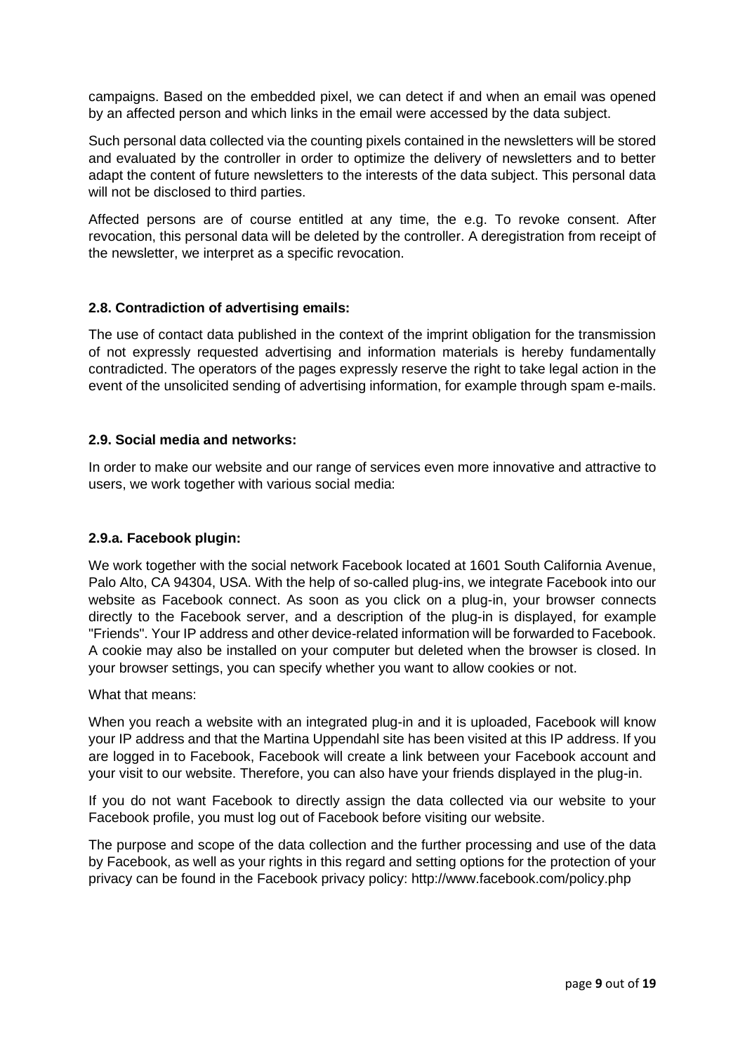campaigns. Based on the embedded pixel, we can detect if and when an email was opened by an affected person and which links in the email were accessed by the data subject.

Such personal data collected via the counting pixels contained in the newsletters will be stored and evaluated by the controller in order to optimize the delivery of newsletters and to better adapt the content of future newsletters to the interests of the data subject. This personal data will not be disclosed to third parties.

Affected persons are of course entitled at any time, the e.g. To revoke consent. After revocation, this personal data will be deleted by the controller. A deregistration from receipt of the newsletter, we interpret as a specific revocation.

### 2.8. Contradiction of advertising emails:

The use of contact data published in the context of the imprint obligation for the transmission of not expressly requested advertising and information materials is hereby fundamentally contradicted. The operators of the pages expressly reserve the right to take legal action in the event of the unsolicited sending of advertising information, for example through spam e-mails.

### 2.9. Social media and networks:

In order to make our website and our range of services even more innovative and attractive to users, we work together with various social media:

#### 2.9.a. Facebook plugin:

We work together with the social network Facebook located at 1601 South California Avenue, Palo Alto, CA 94304, USA. With the help of so-called plug-ins, we integrate Facebook into our website as Facebook connect. As soon as you click on a plug-in, your browser connects directly to the Facebook server, and a description of the plug-in is displayed, for example "Friends". Your IP address and other device-related information will be forwarded to Facebook. A cookie may also be installed on your computer but deleted when the browser is closed. In your browser settings, you can specify whether you want to allow cookies or not.

What that means:

When you reach a website with an integrated plug-in and it is uploaded, Facebook will know your IP address and that the Martina Uppendahl site has been visited at this IP address. If you are logged in to Facebook, Facebook will create a link between your Facebook account and your visit to our website. Therefore, you can also have your friends displayed in the plug-in.

If you do not want Facebook to directly assign the data collected via our website to your Facebook profile, you must log out of Facebook before visiting our website.

The purpose and scope of the data collection and the further processing and use of the data by Facebook, as well as your rights in this regard and setting options for the protection of your privacy can be found in the Facebook privacy policy: http://www.facebook.com/policy.php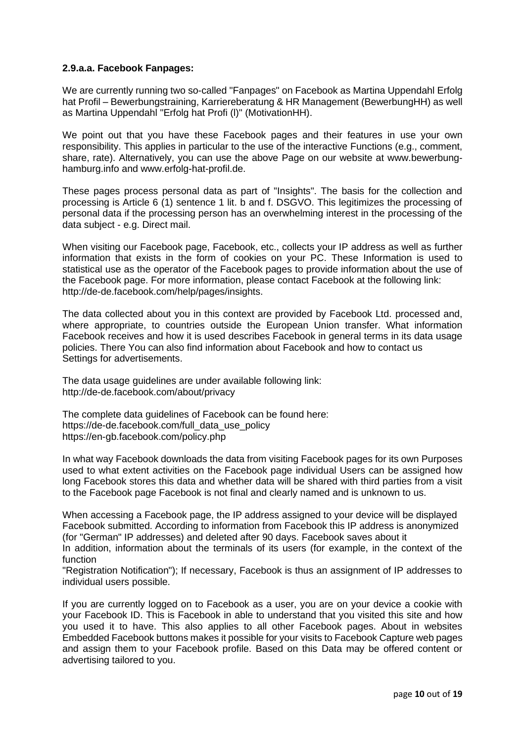**2.9.a.a. Facebook Fanpages:**

We are currently running two so-called "Fanpages" on Facebook as Martina Uppendahl Erfolg hat Profil – Bewerbungstraining, Karriereberatung & HR Management (BewerbungHH) as well as Martina Uppendahl "Erfolg hat Profi (l)" (MotivationHH).

We point out that you have these Facebook pages and their features in use your own responsibility. This applies in particular to the use of the interactive Functions (e.g., comment, share, rate). Alternatively, you can use the above Page on our website at www.bewerbung-hamburg.info and www.erfolg-hat-profil.de.

These pages process personal data as part of "Insights". The basis for the collection and processing is Article 6 (1) sentence 1 lit. b and f. DSGVO. This legitimizes the processing of personal data if the processing person has an overwhelming interest in the processing of the data subject - e.g. Direct mail.

When visiting our Facebook page, Facebook, etc., collects your IP address as well as further information that exists in the form of cookies on your PC. These Information is used to statistical use as the operator of the Facebook pages to provide information about the use of the Facebook page. For more information, please contact Facebook at the following link: http://de-de.facebook.com/help/pages/insights.

The data collected about you in this context are provided by Facebook Ltd. processed and, where appropriate, to countries outside the European Union transfer. What information Facebook receives and how it is used describes Facebook in general terms in its data usage policies. There You can also find information about Facebook and how to contact us Settings for advertisements.

The data usage guidelines are under available following link:
http://de-de.facebook.com/about/privacy

The complete data guidelines of Facebook can be found here:
https://de-de.facebook.com/full_data_use_policy
https://en-gb.facebook.com/policy.php

In what way Facebook downloads the data from visiting Facebook pages for its own Purposes used to what extent activities on the Facebook page individual Users can be assigned how long Facebook stores this data and whether data will be shared with third parties from a visit to the Facebook page Facebook is not final and clearly named and is unknown to us.

When accessing a Facebook page, the IP address assigned to your device will be displayed Facebook submitted. According to information from Facebook this IP address is anonymized (for "German" IP addresses) and deleted after 90 days. Facebook saves about it
In addition, information about the terminals of its users (for example, in the context of the function
"Registration Notification"); If necessary, Facebook is thus an assignment of IP addresses to individual users possible.

If you are currently logged on to Facebook as a user, you are on your device a cookie with your Facebook ID. This is Facebook in able to understand that you visited this site and how you used it to have. This also applies to all other Facebook pages. About in websites Embedded Facebook buttons makes it possible for your visits to Facebook Capture web pages and assign them to your Facebook profile. Based on this Data may be offered content or advertising tailored to you.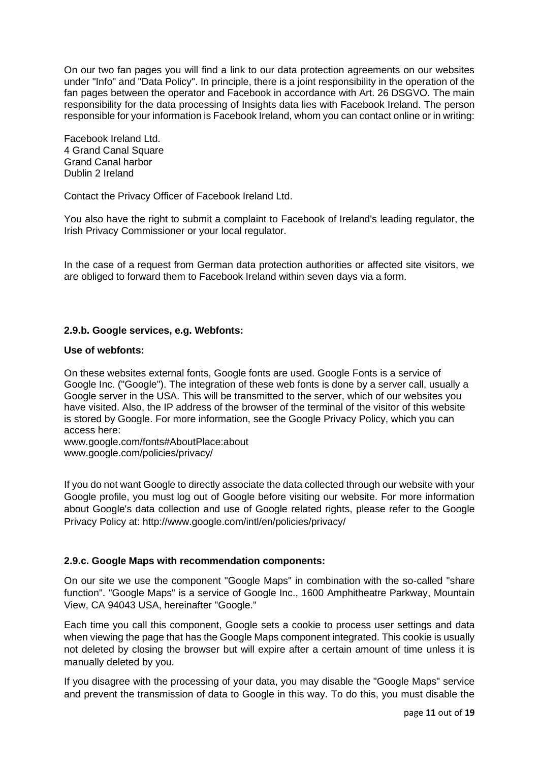On our two fan pages you will find a link to our data protection agreements on our websites under "Info" and "Data Policy". In principle, there is a joint responsibility in the operation of the fan pages between the operator and Facebook in accordance with Art. 26 DSGVO. The main responsibility for the data processing of Insights data lies with Facebook Ireland. The person responsible for your information is Facebook Ireland, whom you can contact online or in writing:

Facebook Ireland Ltd.
4 Grand Canal Square
Grand Canal harbor
Dublin 2 Ireland

Contact the Privacy Officer of Facebook Ireland Ltd.

You also have the right to submit a complaint to Facebook of Ireland's leading regulator, the Irish Privacy Commissioner or your local regulator.

In the case of a request from German data protection authorities or affected site visitors, we are obliged to forward them to Facebook Ireland within seven days via a form.

### 2.9.b. Google services, e.g. Webfonts:

**Use of webfonts:**

On these websites external fonts, Google fonts are used. Google Fonts is a service of Google Inc. ("Google"). The integration of these web fonts is done by a server call, usually a Google server in the USA. This will be transmitted to the server, which of our websites you have visited. Also, the IP address of the browser of the terminal of the visitor of this website is stored by Google. For more information, see the Google Privacy Policy, which you can access here:
www.google.com/fonts#AboutPlace:about
www.google.com/policies/privacy/

If you do not want Google to directly associate the data collected through our website with your Google profile, you must log out of Google before visiting our website. For more information about Google's data collection and use of Google related rights, please refer to the Google Privacy Policy at: http://www.google.com/intl/en/policies/privacy/

### 2.9.c. Google Maps with recommendation components:

On our site we use the component "Google Maps" in combination with the so-called "share function". "Google Maps" is a service of Google Inc., 1600 Amphitheatre Parkway, Mountain View, CA 94043 USA, hereinafter "Google."

Each time you call this component, Google sets a cookie to process user settings and data when viewing the page that has the Google Maps component integrated. This cookie is usually not deleted by closing the browser but will expire after a certain amount of time unless it is manually deleted by you.

If you disagree with the processing of your data, you may disable the "Google Maps" service and prevent the transmission of data to Google in this way. To do this, you must disable the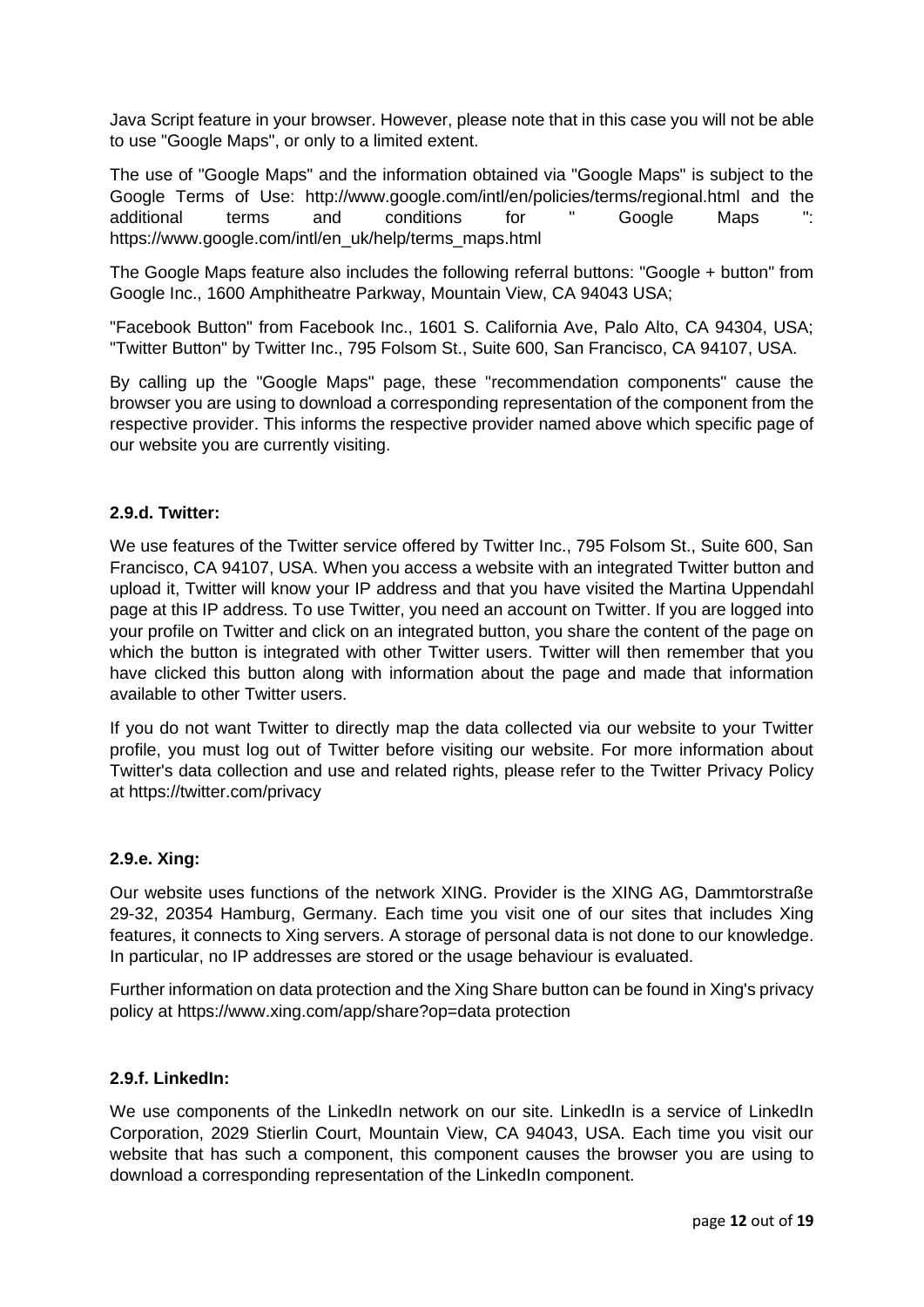Java Script feature in your browser. However, please note that in this case you will not be able to use "Google Maps", or only to a limited extent.

The use of "Google Maps" and the information obtained via "Google Maps" is subject to the Google Terms of Use: http://www.google.com/intl/en/policies/terms/regional.html and the additional terms and conditions for " Google Maps ": https://www.google.com/intl/en_uk/help/terms_maps.html

The Google Maps feature also includes the following referral buttons: "Google + button" from Google Inc., 1600 Amphitheatre Parkway, Mountain View, CA 94043 USA;

"Facebook Button" from Facebook Inc., 1601 S. California Ave, Palo Alto, CA 94304, USA; "Twitter Button" by Twitter Inc., 795 Folsom St., Suite 600, San Francisco, CA 94107, USA.

By calling up the "Google Maps" page, these "recommendation components" cause the browser you are using to download a corresponding representation of the component from the respective provider. This informs the respective provider named above which specific page of our website you are currently visiting.

### 2.9.d. Twitter:

We use features of the Twitter service offered by Twitter Inc., 795 Folsom St., Suite 600, San Francisco, CA 94107, USA. When you access a website with an integrated Twitter button and upload it, Twitter will know your IP address and that you have visited the Martina Uppendahl page at this IP address. To use Twitter, you need an account on Twitter. If you are logged into your profile on Twitter and click on an integrated button, you share the content of the page on which the button is integrated with other Twitter users. Twitter will then remember that you have clicked this button along with information about the page and made that information available to other Twitter users.

If you do not want Twitter to directly map the data collected via our website to your Twitter profile, you must log out of Twitter before visiting our website. For more information about Twitter's data collection and use and related rights, please refer to the Twitter Privacy Policy at https://twitter.com/privacy

### 2.9.e. Xing:

Our website uses functions of the network XING. Provider is the XING AG, Dammtorstraße 29-32, 20354 Hamburg, Germany. Each time you visit one of our sites that includes Xing features, it connects to Xing servers. A storage of personal data is not done to our knowledge. In particular, no IP addresses are stored or the usage behaviour is evaluated.

Further information on data protection and the Xing Share button can be found in Xing's privacy policy at https://www.xing.com/app/share?op=data protection

### 2.9.f. LinkedIn:

We use components of the LinkedIn network on our site. LinkedIn is a service of LinkedIn Corporation, 2029 Stierlin Court, Mountain View, CA 94043, USA. Each time you visit our website that has such a component, this component causes the browser you are using to download a corresponding representation of the LinkedIn component.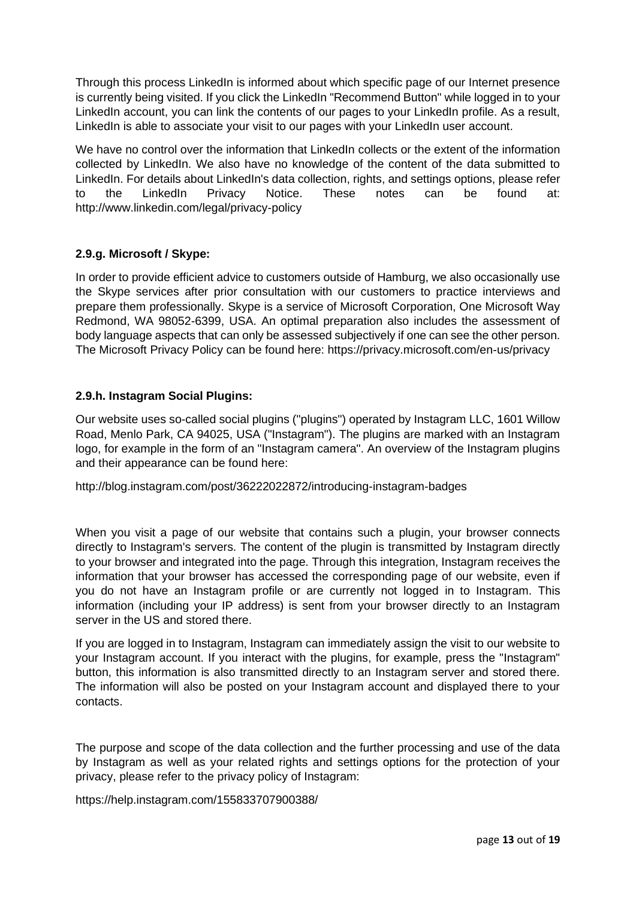Through this process LinkedIn is informed about which specific page of our Internet presence is currently being visited. If you click the LinkedIn "Recommend Button" while logged in to your LinkedIn account, you can link the contents of our pages to your LinkedIn profile. As a result, LinkedIn is able to associate your visit to our pages with your LinkedIn user account.

We have no control over the information that LinkedIn collects or the extent of the information collected by LinkedIn. We also have no knowledge of the content of the data submitted to LinkedIn. For details about LinkedIn's data collection, rights, and settings options, please refer to the LinkedIn Privacy Notice. These notes can be found at: http://www.linkedin.com/legal/privacy-policy

### 2.9.g. Microsoft / Skype:

In order to provide efficient advice to customers outside of Hamburg, we also occasionally use the Skype services after prior consultation with our customers to practice interviews and prepare them professionally. Skype is a service of Microsoft Corporation, One Microsoft Way Redmond, WA 98052-6399, USA. An optimal preparation also includes the assessment of body language aspects that can only be assessed subjectively if one can see the other person. The Microsoft Privacy Policy can be found here: https://privacy.microsoft.com/en-us/privacy

### 2.9.h. Instagram Social Plugins:

Our website uses so-called social plugins ("plugins") operated by Instagram LLC, 1601 Willow Road, Menlo Park, CA 94025, USA ("Instagram"). The plugins are marked with an Instagram logo, for example in the form of an "Instagram camera". An overview of the Instagram plugins and their appearance can be found here:

http://blog.instagram.com/post/36222022872/introducing-instagram-badges

When you visit a page of our website that contains such a plugin, your browser connects directly to Instagram's servers. The content of the plugin is transmitted by Instagram directly to your browser and integrated into the page. Through this integration, Instagram receives the information that your browser has accessed the corresponding page of our website, even if you do not have an Instagram profile or are currently not logged in to Instagram. This information (including your IP address) is sent from your browser directly to an Instagram server in the US and stored there.

If you are logged in to Instagram, Instagram can immediately assign the visit to our website to your Instagram account. If you interact with the plugins, for example, press the "Instagram" button, this information is also transmitted directly to an Instagram server and stored there. The information will also be posted on your Instagram account and displayed there to your contacts.

The purpose and scope of the data collection and the further processing and use of the data by Instagram as well as your related rights and settings options for the protection of your privacy, please refer to the privacy policy of Instagram:

https://help.instagram.com/155833707900388/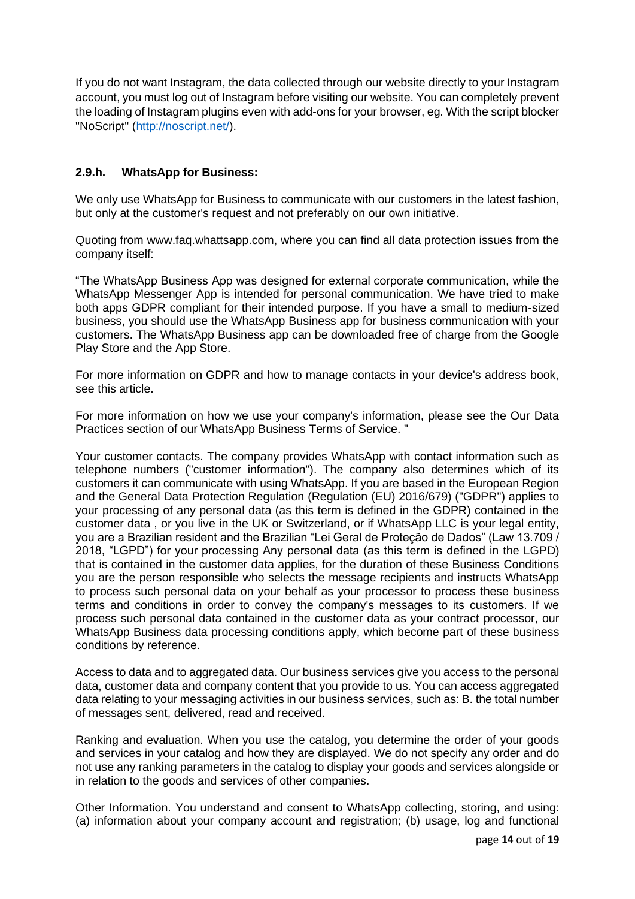If you do not want Instagram, the data collected through our website directly to your Instagram account, you must log out of Instagram before visiting our website. You can completely prevent the loading of Instagram plugins even with add-ons for your browser, eg. With the script blocker "NoScript" (http://noscript.net/).

### 2.9.h. WhatsApp for Business:

We only use WhatsApp for Business to communicate with our customers in the latest fashion, but only at the customer's request and not preferably on our own initiative.

Quoting from www.faq.whattsapp.com, where you can find all data protection issues from the company itself:

"The WhatsApp Business App was designed for external corporate communication, while the WhatsApp Messenger App is intended for personal communication. We have tried to make both apps GDPR compliant for their intended purpose. If you have a small to medium-sized business, you should use the WhatsApp Business app for business communication with your customers. The WhatsApp Business app can be downloaded free of charge from the Google Play Store and the App Store.

For more information on GDPR and how to manage contacts in your device's address book, see this article.

For more information on how we use your company's information, please see the Our Data Practices section of our WhatsApp Business Terms of Service. "

Your customer contacts. The company provides WhatsApp with contact information such as telephone numbers ("customer information"). The company also determines which of its customers it can communicate with using WhatsApp. If you are based in the European Region and the General Data Protection Regulation (Regulation (EU) 2016/679) ("GDPR") applies to your processing of any personal data (as this term is defined in the GDPR) contained in the customer data , or you live in the UK or Switzerland, or if WhatsApp LLC is your legal entity, you are a Brazilian resident and the Brazilian "Lei Geral de Proteção de Dados" (Law 13.709 / 2018, "LGPD") for your processing Any personal data (as this term is defined in the LGPD) that is contained in the customer data applies, for the duration of these Business Conditions you are the person responsible who selects the message recipients and instructs WhatsApp to process such personal data on your behalf as your processor to process these business terms and conditions in order to convey the company's messages to its customers. If we process such personal data contained in the customer data as your contract processor, our WhatsApp Business data processing conditions apply, which become part of these business conditions by reference.

Access to data and to aggregated data. Our business services give you access to the personal data, customer data and company content that you provide to us. You can access aggregated data relating to your messaging activities in our business services, such as: B. the total number of messages sent, delivered, read and received.

Ranking and evaluation. When you use the catalog, you determine the order of your goods and services in your catalog and how they are displayed. We do not specify any order and do not use any ranking parameters in the catalog to display your goods and services alongside or in relation to the goods and services of other companies.

Other Information. You understand and consent to WhatsApp collecting, storing, and using: (a) information about your company account and registration; (b) usage, log and functional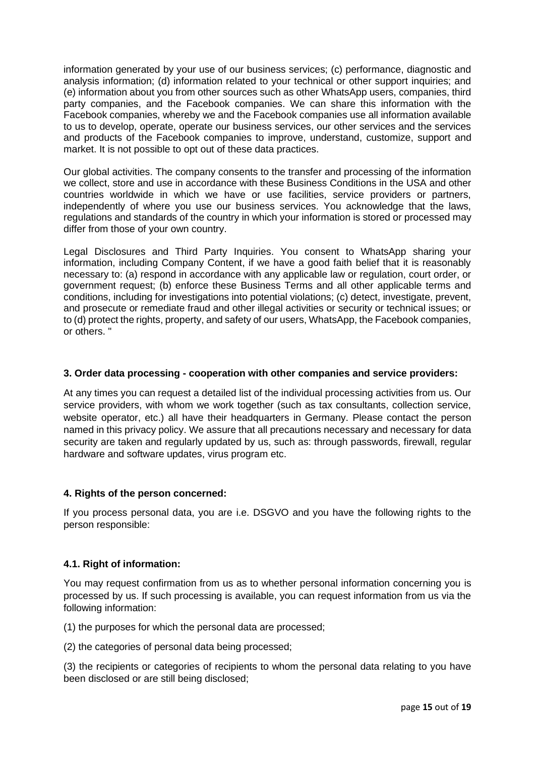information generated by your use of our business services; (c) performance, diagnostic and analysis information; (d) information related to your technical or other support inquiries; and (e) information about you from other sources such as other WhatsApp users, companies, third party companies, and the Facebook companies. We can share this information with the Facebook companies, whereby we and the Facebook companies use all information available to us to develop, operate, operate our business services, our other services and the services and products of the Facebook companies to improve, understand, customize, support and market. It is not possible to opt out of these data practices.

Our global activities. The company consents to the transfer and processing of the information we collect, store and use in accordance with these Business Conditions in the USA and other countries worldwide in which we have or use facilities, service providers or partners, independently of where you use our business services. You acknowledge that the laws, regulations and standards of the country in which your information is stored or processed may differ from those of your own country.

Legal Disclosures and Third Party Inquiries. You consent to WhatsApp sharing your information, including Company Content, if we have a good faith belief that it is reasonably necessary to: (a) respond in accordance with any applicable law or regulation, court order, or government request; (b) enforce these Business Terms and all other applicable terms and conditions, including for investigations into potential violations; (c) detect, investigate, prevent, and prosecute or remediate fraud and other illegal activities or security or technical issues; or to (d) protect the rights, property, and safety of our users, WhatsApp, the Facebook companies, or others. "

### 3. Order data processing - cooperation with other companies and service providers:

At any times you can request a detailed list of the individual processing activities from us. Our service providers, with whom we work together (such as tax consultants, collection service, website operator, etc.) all have their headquarters in Germany. Please contact the person named in this privacy policy. We assure that all precautions necessary and necessary for data security are taken and regularly updated by us, such as: through passwords, firewall, regular hardware and software updates, virus program etc.

### 4. Rights of the person concerned:

If you process personal data, you are i.e. DSGVO and you have the following rights to the person responsible:

### 4.1. Right of information:

You may request confirmation from us as to whether personal information concerning you is processed by us. If such processing is available, you can request information from us via the following information:

(1) the purposes for which the personal data are processed;

(2) the categories of personal data being processed;

(3) the recipients or categories of recipients to whom the personal data relating to you have been disclosed or are still being disclosed;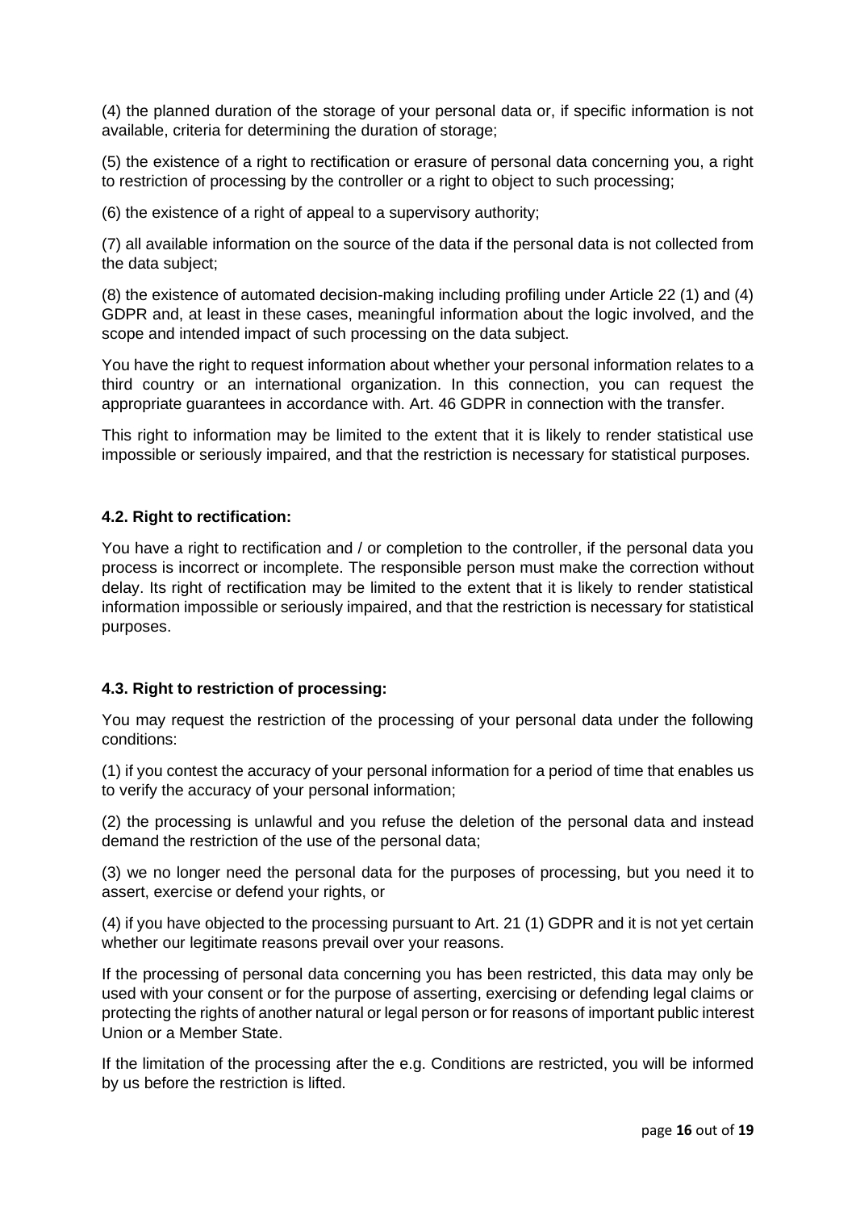(4) the planned duration of the storage of your personal data or, if specific information is not available, criteria for determining the duration of storage;

(5) the existence of a right to rectification or erasure of personal data concerning you, a right to restriction of processing by the controller or a right to object to such processing;

(6) the existence of a right of appeal to a supervisory authority;

(7) all available information on the source of the data if the personal data is not collected from the data subject;

(8) the existence of automated decision-making including profiling under Article 22 (1) and (4) GDPR and, at least in these cases, meaningful information about the logic involved, and the scope and intended impact of such processing on the data subject.

You have the right to request information about whether your personal information relates to a third country or an international organization. In this connection, you can request the appropriate guarantees in accordance with. Art. 46 GDPR in connection with the transfer.

This right to information may be limited to the extent that it is likely to render statistical use impossible or seriously impaired, and that the restriction is necessary for statistical purposes.

**4.2. Right to rectification:**

You have a right to rectification and / or completion to the controller, if the personal data you process is incorrect or incomplete. The responsible person must make the correction without delay. Its right of rectification may be limited to the extent that it is likely to render statistical information impossible or seriously impaired, and that the restriction is necessary for statistical purposes.

**4.3. Right to restriction of processing:**

You may request the restriction of the processing of your personal data under the following conditions:

(1) if you contest the accuracy of your personal information for a period of time that enables us to verify the accuracy of your personal information;

(2) the processing is unlawful and you refuse the deletion of the personal data and instead demand the restriction of the use of the personal data;

(3) we no longer need the personal data for the purposes of processing, but you need it to assert, exercise or defend your rights, or

(4) if you have objected to the processing pursuant to Art. 21 (1) GDPR and it is not yet certain whether our legitimate reasons prevail over your reasons.

If the processing of personal data concerning you has been restricted, this data may only be used with your consent or for the purpose of asserting, exercising or defending legal claims or protecting the rights of another natural or legal person or for reasons of important public interest Union or a Member State.

If the limitation of the processing after the e.g. Conditions are restricted, you will be informed by us before the restriction is lifted.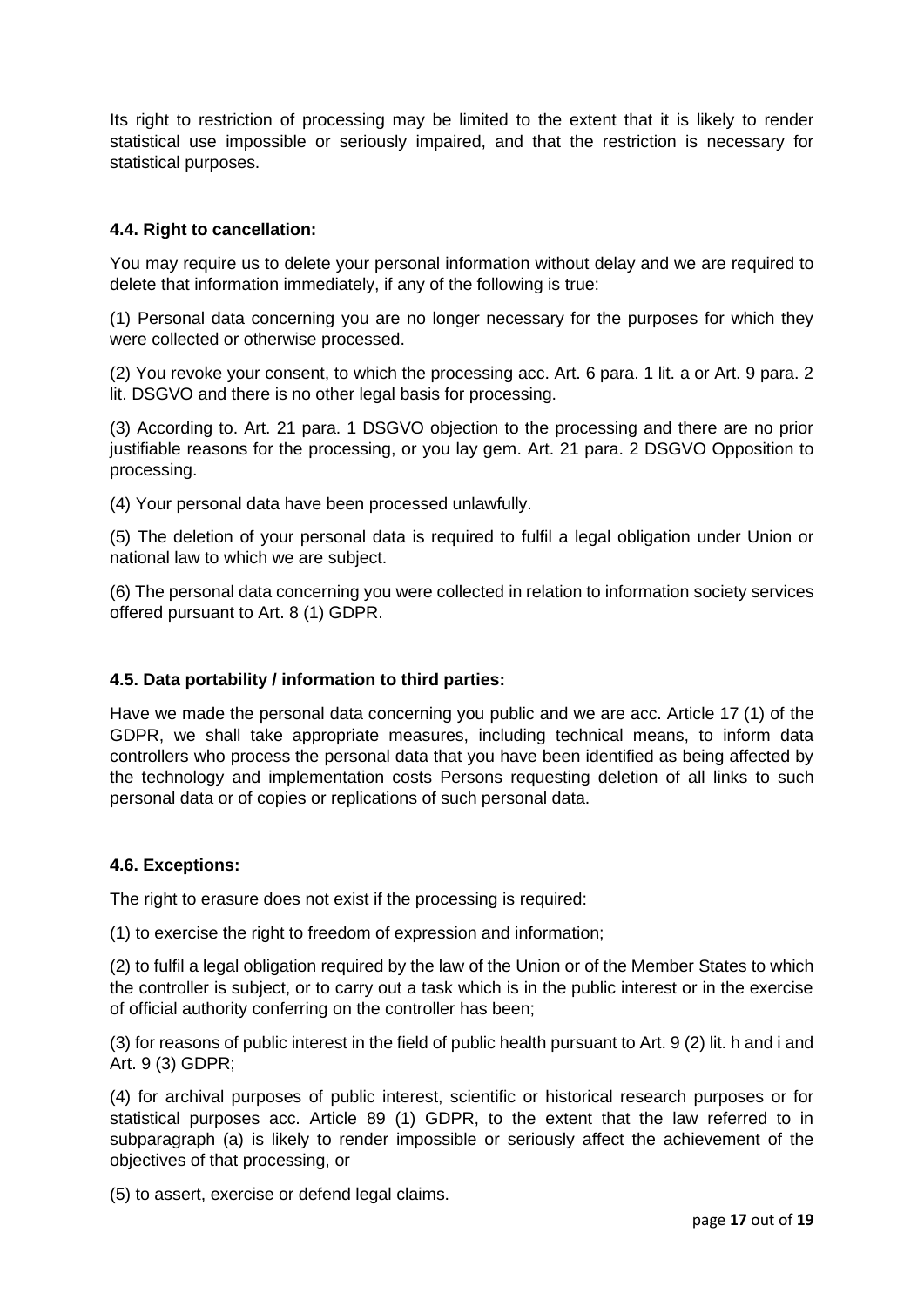Its right to restriction of processing may be limited to the extent that it is likely to render statistical use impossible or seriously impaired, and that the restriction is necessary for statistical purposes.

#### 4.4. Right to cancellation:

You may require us to delete your personal information without delay and we are required to delete that information immediately, if any of the following is true:

(1) Personal data concerning you are no longer necessary for the purposes for which they were collected or otherwise processed.

(2) You revoke your consent, to which the processing acc. Art. 6 para. 1 lit. a or Art. 9 para. 2 lit. DSGVO and there is no other legal basis for processing.

(3) According to. Art. 21 para. 1 DSGVO objection to the processing and there are no prior justifiable reasons for the processing, or you lay gem. Art. 21 para. 2 DSGVO Opposition to processing.

(4) Your personal data have been processed unlawfully.

(5) The deletion of your personal data is required to fulfil a legal obligation under Union or national law to which we are subject.

(6) The personal data concerning you were collected in relation to information society services offered pursuant to Art. 8 (1) GDPR.

#### 4.5. Data portability / information to third parties:

Have we made the personal data concerning you public and we are acc. Article 17 (1) of the GDPR, we shall take appropriate measures, including technical means, to inform data controllers who process the personal data that you have been identified as being affected by the technology and implementation costs Persons requesting deletion of all links to such personal data or of copies or replications of such personal data.

#### 4.6. Exceptions:

The right to erasure does not exist if the processing is required:

(1) to exercise the right to freedom of expression and information;

(2) to fulfil a legal obligation required by the law of the Union or of the Member States to which the controller is subject, or to carry out a task which is in the public interest or in the exercise of official authority conferring on the controller has been;

(3) for reasons of public interest in the field of public health pursuant to Art. 9 (2) lit. h and i and Art. 9 (3) GDPR;

(4) for archival purposes of public interest, scientific or historical research purposes or for statistical purposes acc. Article 89 (1) GDPR, to the extent that the law referred to in subparagraph (a) is likely to render impossible or seriously affect the achievement of the objectives of that processing, or

(5) to assert, exercise or defend legal claims.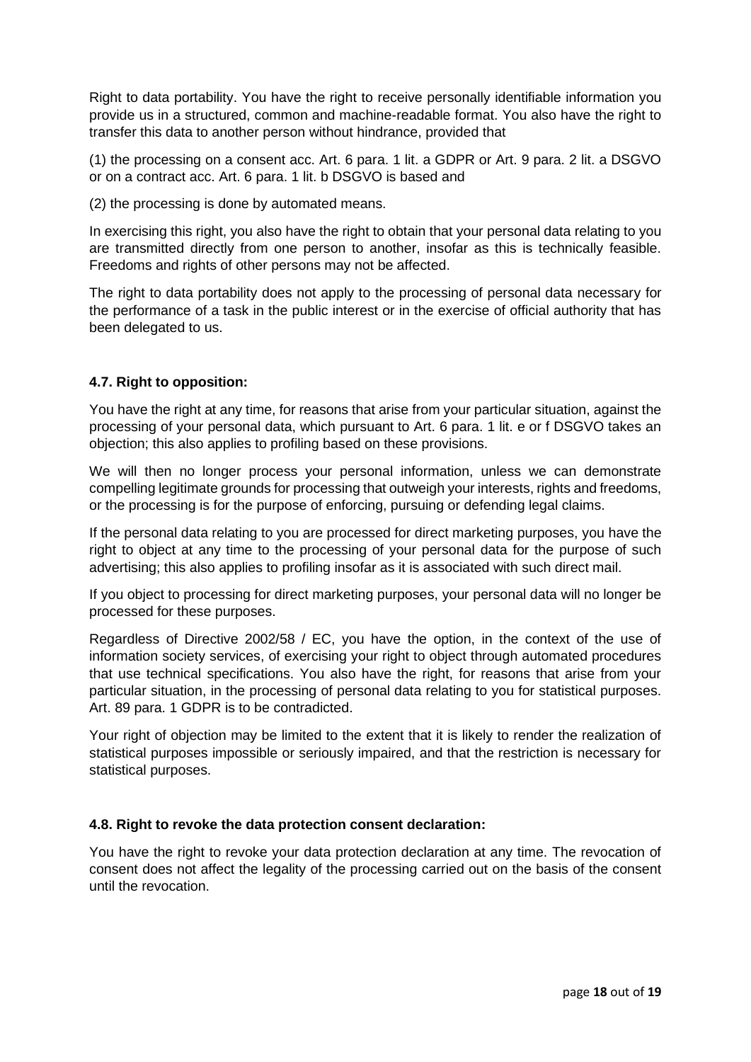Right to data portability. You have the right to receive personally identifiable information you provide us in a structured, common and machine-readable format. You also have the right to transfer this data to another person without hindrance, provided that

(1) the processing on a consent acc. Art. 6 para. 1 lit. a GDPR or Art. 9 para. 2 lit. a DSGVO or on a contract acc. Art. 6 para. 1 lit. b DSGVO is based and

(2) the processing is done by automated means.

In exercising this right, you also have the right to obtain that your personal data relating to you are transmitted directly from one person to another, insofar as this is technically feasible. Freedoms and rights of other persons may not be affected.

The right to data portability does not apply to the processing of personal data necessary for the performance of a task in the public interest or in the exercise of official authority that has been delegated to us.

### 4.7. Right to opposition:

You have the right at any time, for reasons that arise from your particular situation, against the processing of your personal data, which pursuant to Art. 6 para. 1 lit. e or f DSGVO takes an objection; this also applies to profiling based on these provisions.

We will then no longer process your personal information, unless we can demonstrate compelling legitimate grounds for processing that outweigh your interests, rights and freedoms, or the processing is for the purpose of enforcing, pursuing or defending legal claims.

If the personal data relating to you are processed for direct marketing purposes, you have the right to object at any time to the processing of your personal data for the purpose of such advertising; this also applies to profiling insofar as it is associated with such direct mail.

If you object to processing for direct marketing purposes, your personal data will no longer be processed for these purposes.

Regardless of Directive 2002/58 / EC, you have the option, in the context of the use of information society services, of exercising your right to object through automated procedures that use technical specifications. You also have the right, for reasons that arise from your particular situation, in the processing of personal data relating to you for statistical purposes. Art. 89 para. 1 GDPR is to be contradicted.

Your right of objection may be limited to the extent that it is likely to render the realization of statistical purposes impossible or seriously impaired, and that the restriction is necessary for statistical purposes.

### 4.8. Right to revoke the data protection consent declaration:

You have the right to revoke your data protection declaration at any time. The revocation of consent does not affect the legality of the processing carried out on the basis of the consent until the revocation.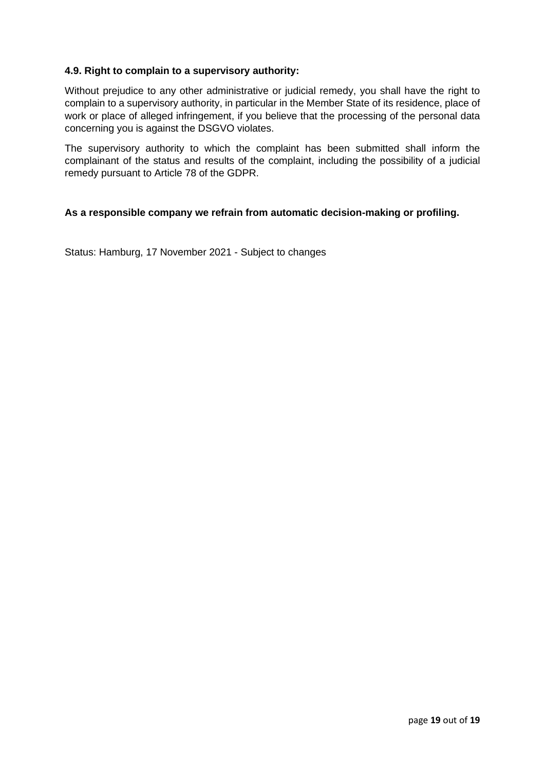### 4.9. Right to complain to a supervisory authority:

Without prejudice to any other administrative or judicial remedy, you shall have the right to complain to a supervisory authority, in particular in the Member State of its residence, place of work or place of alleged infringement, if you believe that the processing of the personal data concerning you is against the DSGVO violates.

The supervisory authority to which the complaint has been submitted shall inform the complainant of the status and results of the complaint, including the possibility of a judicial remedy pursuant to Article 78 of the GDPR.

**As a responsible company we refrain from automatic decision-making or profiling.**

Status: Hamburg, 17 November 2021 - Subject to changes